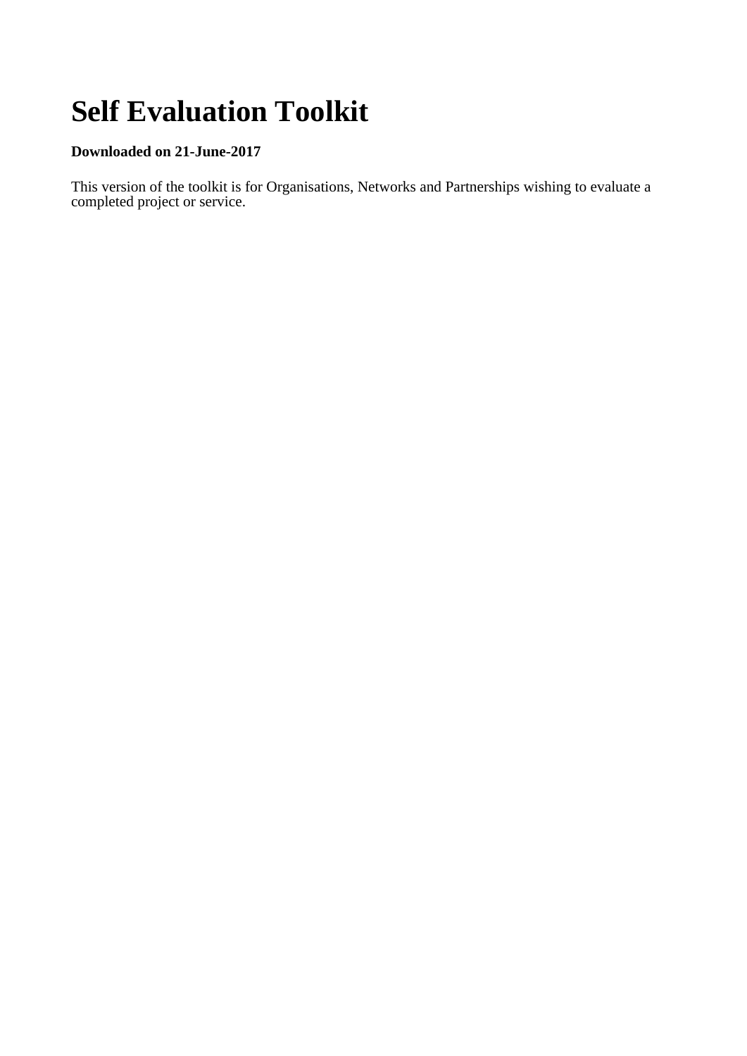# Self Evaluation Toolkit

**Downloaded on 21-June-2017**

This version of the toolkit is for Organisations, Networks and Partnerships wishing to evaluate a completed project or service.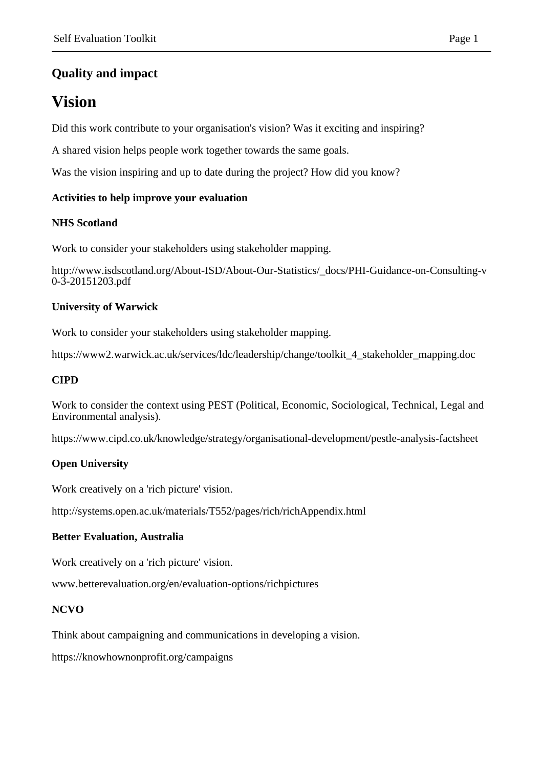## Quality and impact

# Vision

Did this work contribute to your organisation's vision? Was it exciting and inspiring?

A shared vision helps people work together towards the same goals.

Was the vision inspiring and up to date during the project? How did you know?

#### Activities to help improve your evaluation

#### NHS Scotland

Work to consider your stakeholders using stakeholder mapping.

http://www.isdscotland.org/About-ISD/About-Our-Statistics/_docs/PHI-Guidance-on-Consulting-v0-3-20151203.pdf

#### University of Warwick

Work to consider your stakeholders using stakeholder mapping.

https://www2.warwick.ac.uk/services/ldc/leadership/change/toolkit_4_stakeholder_mapping.doc

#### CIPD

Work to consider the context using PEST (Political, Economic, Sociological, Technical, Legal and Environmental analysis).

https://www.cipd.co.uk/knowledge/strategy/organisational-development/pestle-analysis-factsheet

#### Open University

Work creatively on a 'rich picture' vision.

http://systems.open.ac.uk/materials/T552/pages/rich/richAppendix.html

#### Better Evaluation, Australia

Work creatively on a 'rich picture' vision.

www.betterevaluation.org/en/evaluation-options/richpictures

#### NCVO

Think about campaigning and communications in developing a vision.

https://knowhownonprofit.org/campaigns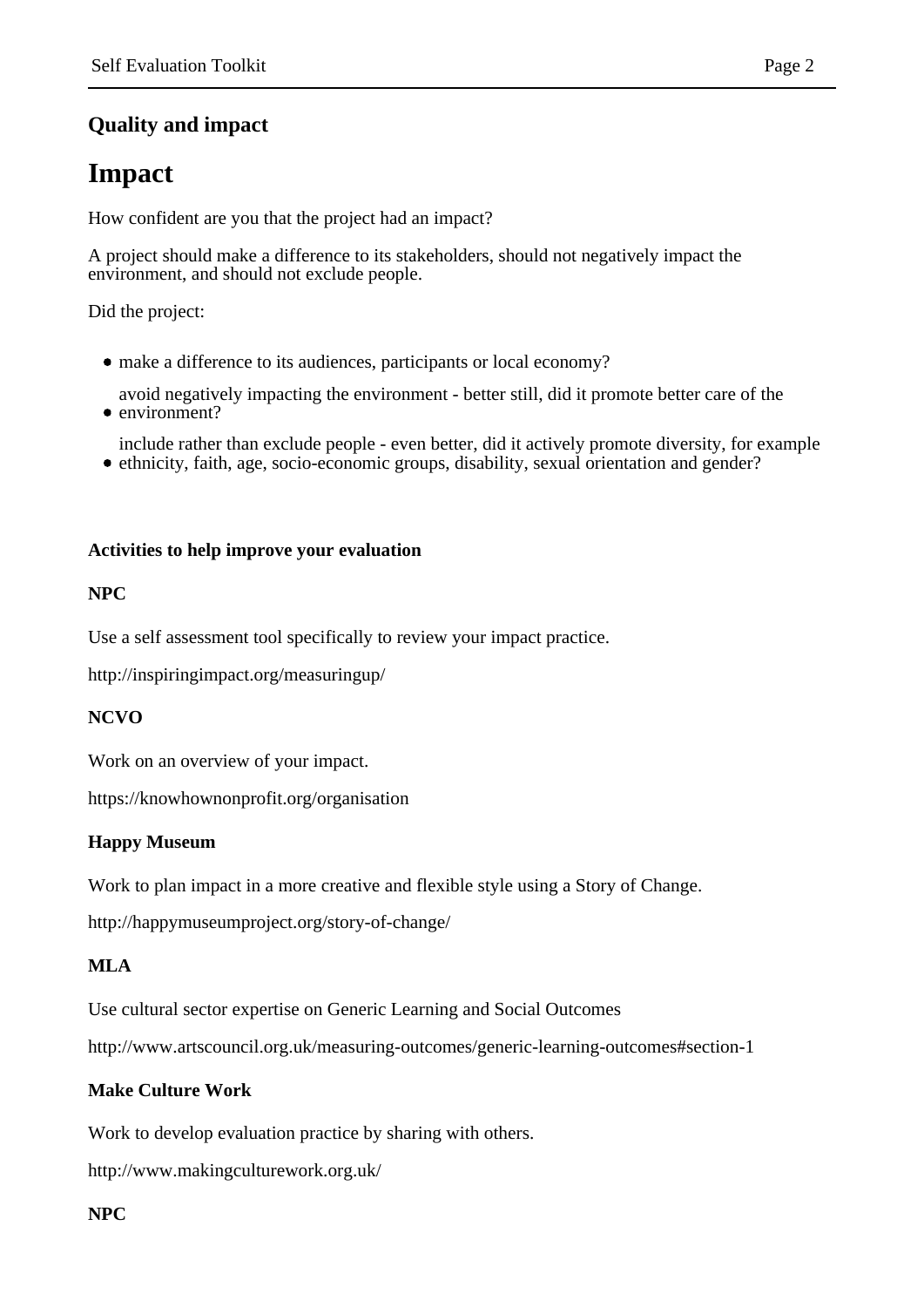## Quality and impact

# Impact

How confident are you that the project had an impact?

A project should make a difference to its stakeholders, should not negatively impact the environment, and should not exclude people.

Did the project:

- make a difference to its audiences, participants or local economy?
- avoid negatively impacting the environment - better still, did it promote better care of the environment?
- include rather than exclude people - even better, did it actively promote diversity, for example ethnicity, faith, age, socio-economic groups, disability, sexual orientation and gender?

**Activities to help improve your evaluation**

**NPC**

Use a self assessment tool specifically to review your impact practice.

http://inspiringimpact.org/measuringup/

**NCVO**

Work on an overview of your impact.

https://knowhownonprofit.org/organisation

**Happy Museum**

Work to plan impact in a more creative and flexible style using a Story of Change.

http://happymuseumproject.org/story-of-change/

**MLA**

Use cultural sector expertise on Generic Learning and Social Outcomes

http://www.artscouncil.org.uk/measuring-outcomes/generic-learning-outcomes#section-1

**Make Culture Work**

Work to develop evaluation practice by sharing with others.

http://www.makingculturework.org.uk/

**NPC**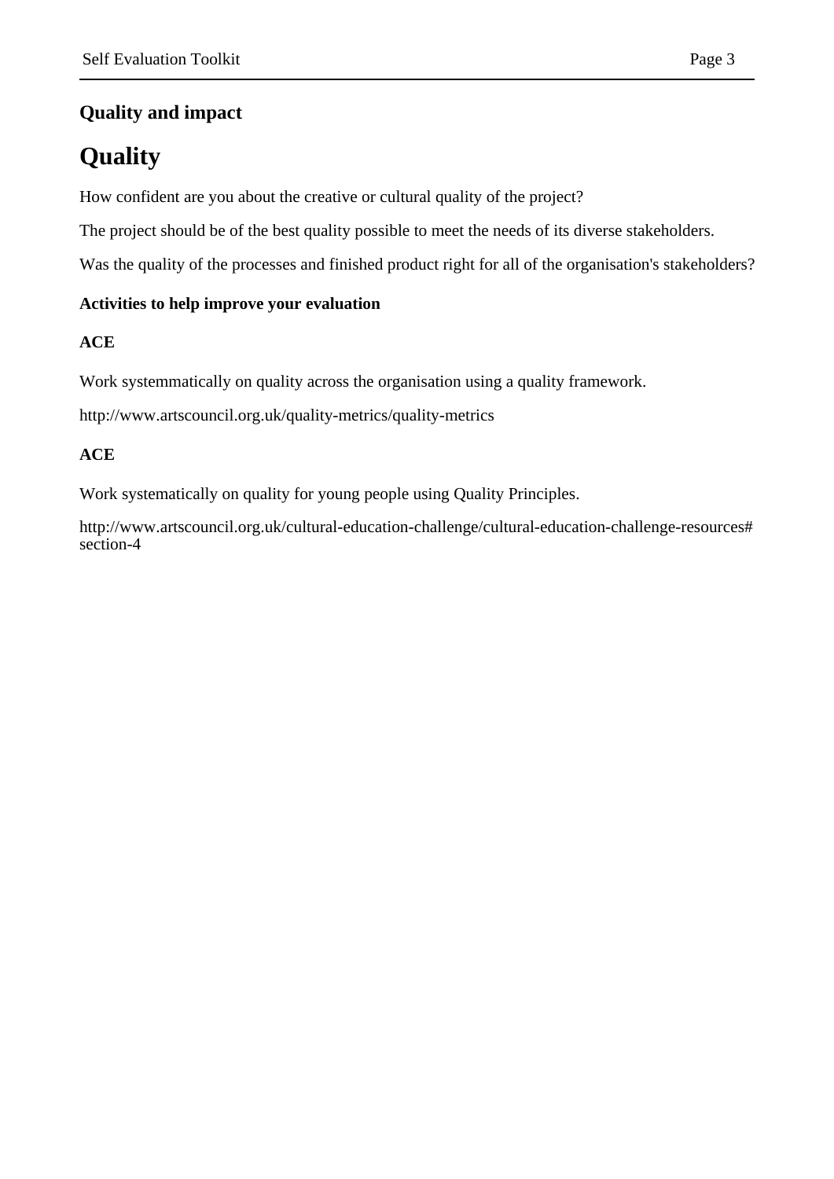## Quality and impact

# Quality

How confident are you about the creative or cultural quality of the project?

The project should be of the best quality possible to meet the needs of its diverse stakeholders.

Was the quality of the processes and finished product right for all of the organisation's stakeholders?

### Activities to help improve your evaluation

**ACE**

Work systemmatically on quality across the organisation using a quality framework.

http://www.artscouncil.org.uk/quality-metrics/quality-metrics

**ACE**

Work systematically on quality for young people using Quality Principles.

http://www.artscouncil.org.uk/cultural-education-challenge/cultural-education-challenge-resources#section-4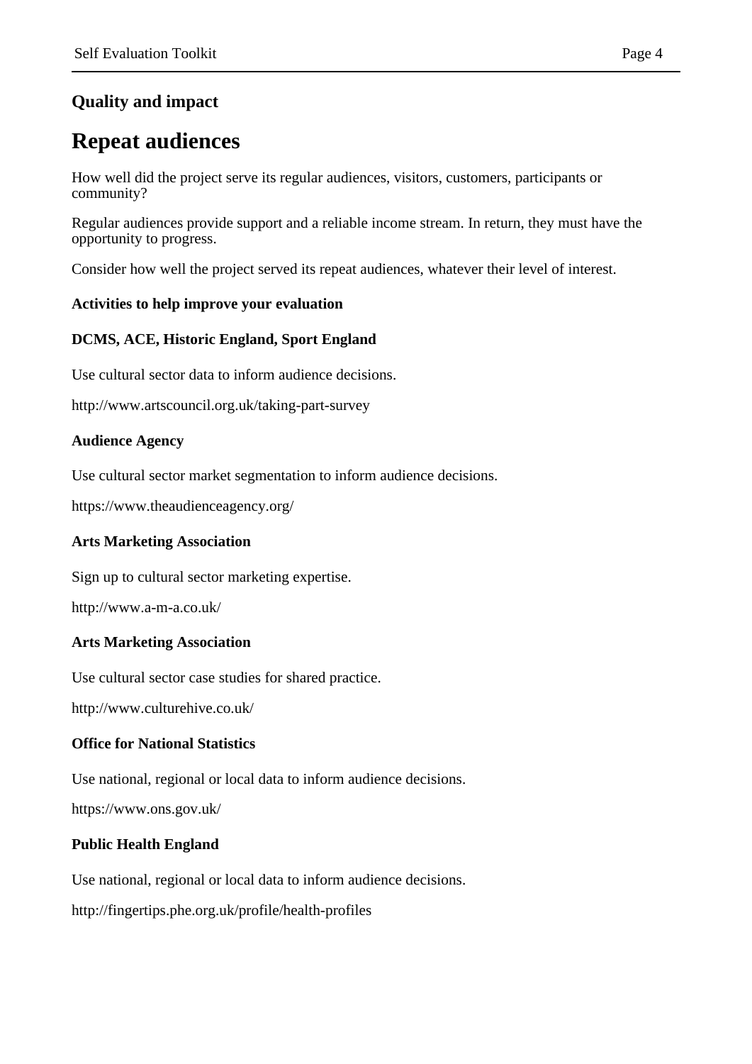## Quality and impact

# Repeat audiences

How well did the project serve its regular audiences, visitors, customers, participants or community?

Regular audiences provide support and a reliable income stream. In return, they must have the opportunity to progress.

Consider how well the project served its repeat audiences, whatever their level of interest.

**Activities to help improve your evaluation**

**DCMS, ACE, Historic England, Sport England**

Use cultural sector data to inform audience decisions.

http://www.artscouncil.org.uk/taking-part-survey

**Audience Agency**

Use cultural sector market segmentation to inform audience decisions.

https://www.theaudienceagency.org/

**Arts Marketing Association**

Sign up to cultural sector marketing expertise.

http://www.a-m-a.co.uk/

**Arts Marketing Association**

Use cultural sector case studies for shared practice.

http://www.culturehive.co.uk/

**Office for National Statistics**

Use national, regional or local data to inform audience decisions.

https://www.ons.gov.uk/

**Public Health England**

Use national, regional or local data to inform audience decisions.

http://fingertips.phe.org.uk/profile/health-profiles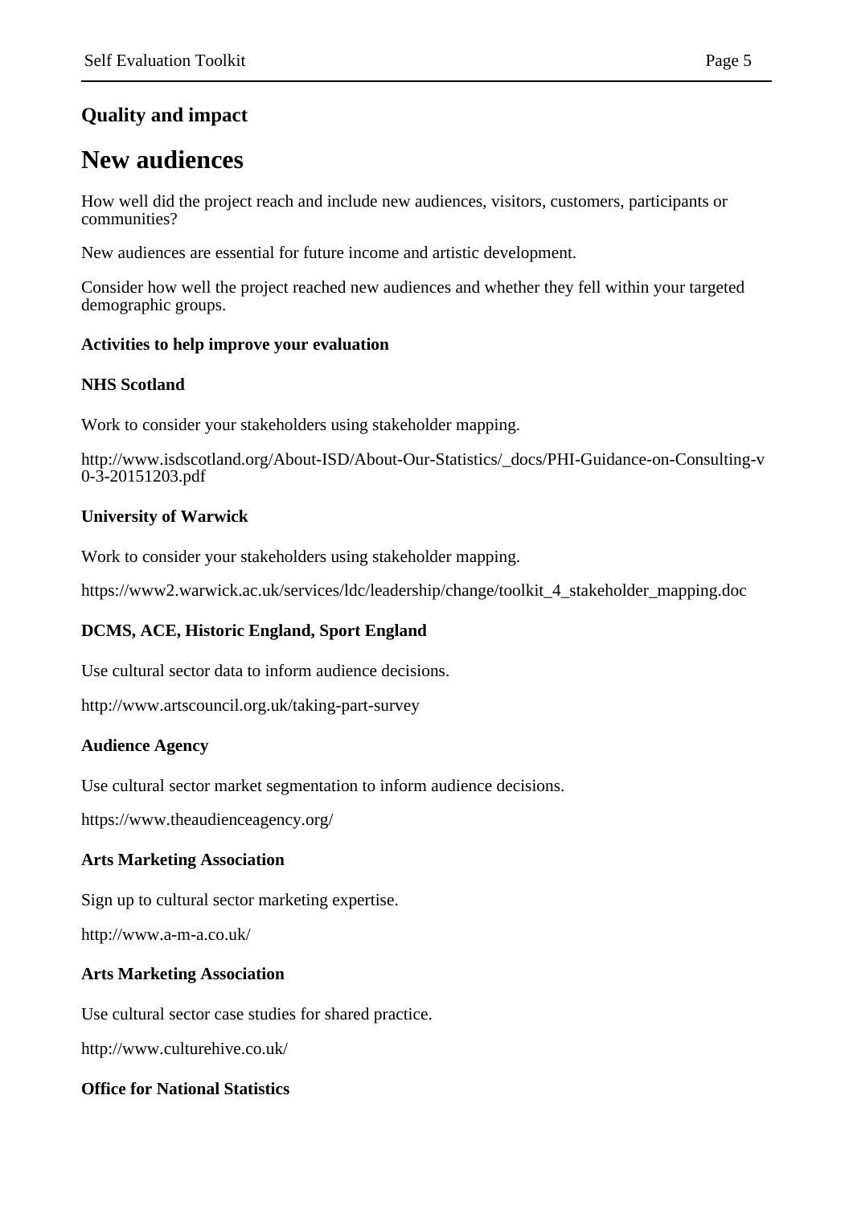## Quality and impact

# New audiences

How well did the project reach and include new audiences, visitors, customers, participants or communities?

New audiences are essential for future income and artistic development.

Consider how well the project reached new audiences and whether they fell within your targeted demographic groups.

**Activities to help improve your evaluation**

**NHS Scotland**

Work to consider your stakeholders using stakeholder mapping.

http://www.isdscotland.org/About-ISD/About-Our-Statistics/_docs/PHI-Guidance-on-Consulting-v0-3-20151203.pdf

**University of Warwick**

Work to consider your stakeholders using stakeholder mapping.

https://www2.warwick.ac.uk/services/ldc/leadership/change/toolkit_4_stakeholder_mapping.doc

**DCMS, ACE, Historic England, Sport England**

Use cultural sector data to inform audience decisions.

http://www.artscouncil.org.uk/taking-part-survey

**Audience Agency**

Use cultural sector market segmentation to inform audience decisions.

https://www.theaudienceagency.org/

**Arts Marketing Association**

Sign up to cultural sector marketing expertise.

http://www.a-m-a.co.uk/

**Arts Marketing Association**

Use cultural sector case studies for shared practice.

http://www.culturehive.co.uk/

**Office for National Statistics**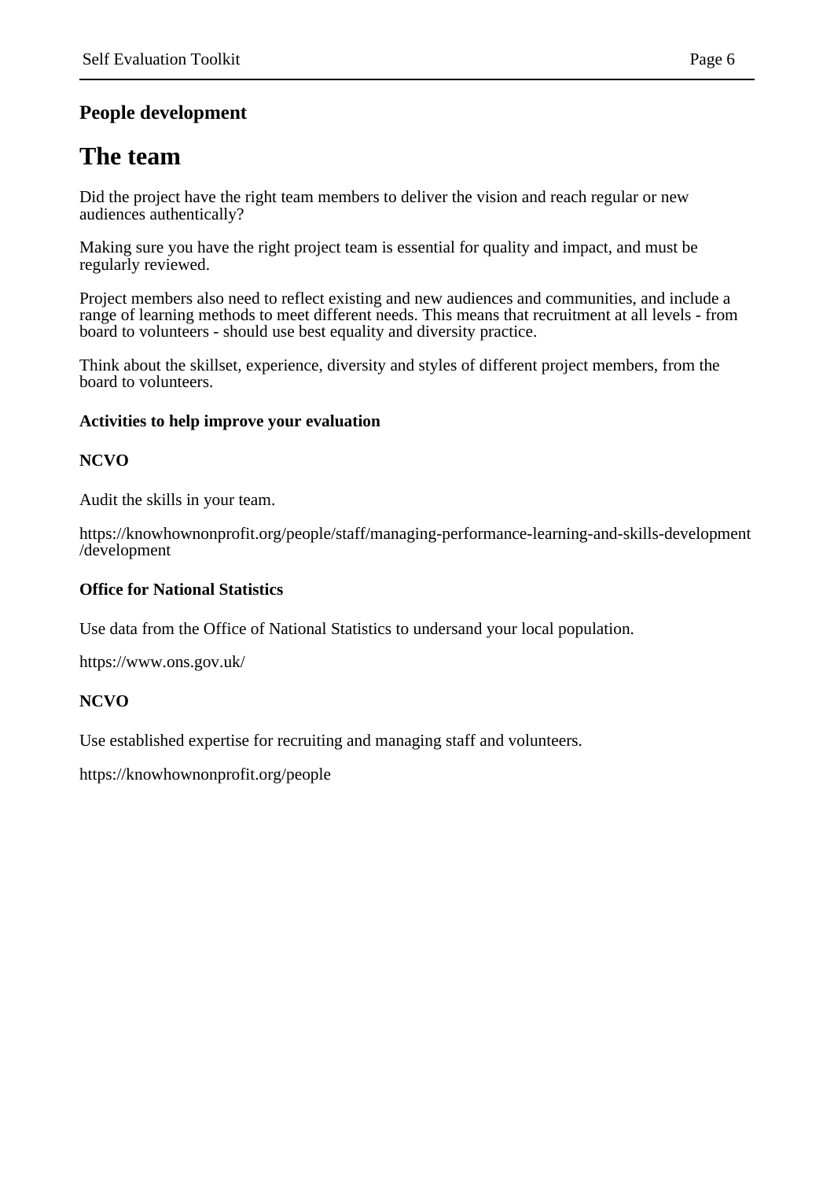## People development

# The team

Did the project have the right team members to deliver the vision and reach regular or new audiences authentically?

Making sure you have the right project team is essential for quality and impact, and must be regularly reviewed.

Project members also need to reflect existing and new audiences and communities, and include a range of learning methods to meet different needs. This means that recruitment at all levels - from board to volunteers - should use best equality and diversity practice.

Think about the skillset, experience, diversity and styles of different project members, from the board to volunteers.

### Activities to help improve your evaluation

**NCVO**

Audit the skills in your team.

https://knowhownonprofit.org/people/staff/managing-performance-learning-and-skills-development/development

**Office for National Statistics**

Use data from the Office of National Statistics to undersand your local population.

https://www.ons.gov.uk/

**NCVO**

Use established expertise for recruiting and managing staff and volunteers.

https://knowhownonprofit.org/people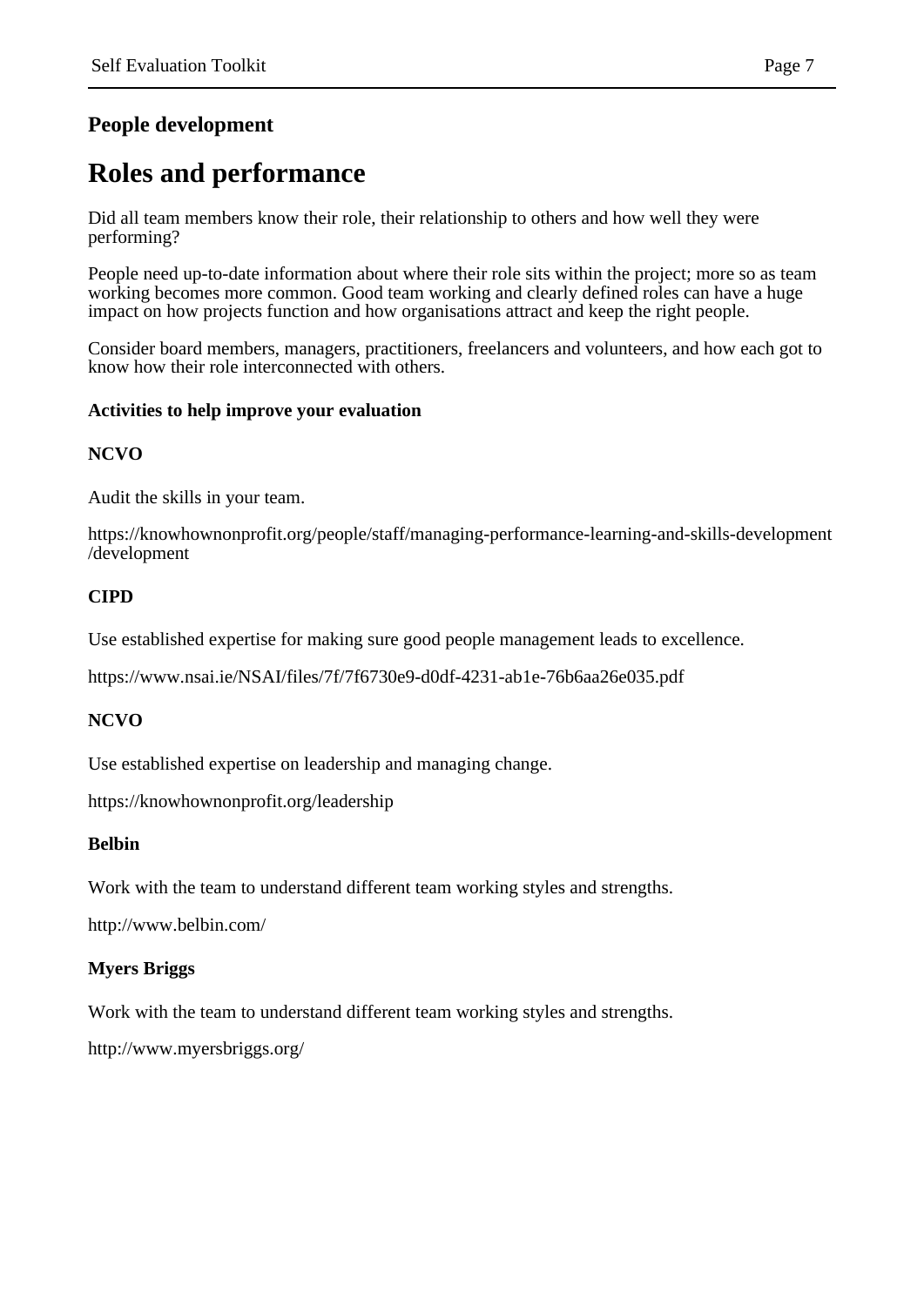## People development

# Roles and performance

Did all team members know their role, their relationship to others and how well they were performing?

People need up-to-date information about where their role sits within the project; more so as team working becomes more common. Good team working and clearly defined roles can have a huge impact on how projects function and how organisations attract and keep the right people.

Consider board members, managers, practitioners, freelancers and volunteers, and how each got to know how their role interconnected with others.

**Activities to help improve your evaluation**

**NCVO**

Audit the skills in your team.

https://knowhownonprofit.org/people/staff/managing-performance-learning-and-skills-development/development

**CIPD**

Use established expertise for making sure good people management leads to excellence.

https://www.nsai.ie/NSAI/files/7f/7f6730e9-d0df-4231-ab1e-76b6aa26e035.pdf

**NCVO**

Use established expertise on leadership and managing change.

https://knowhownonprofit.org/leadership

**Belbin**

Work with the team to understand different team working styles and strengths.

http://www.belbin.com/

**Myers Briggs**

Work with the team to understand different team working styles and strengths.

http://www.myersbriggs.org/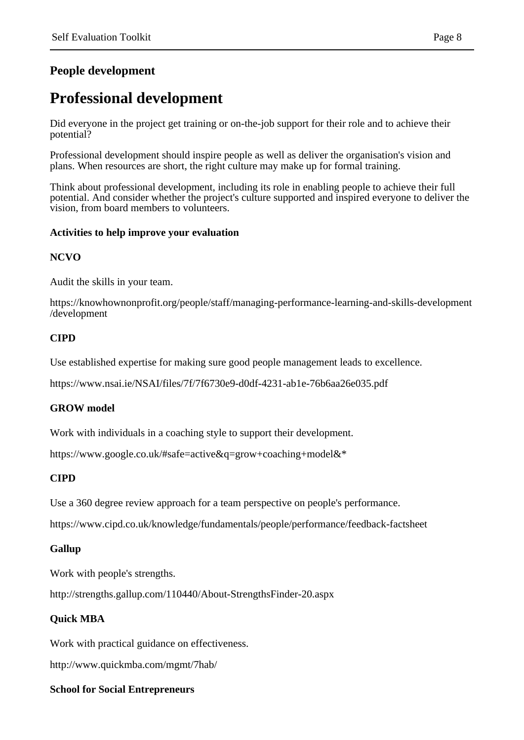## People development

# Professional development

Did everyone in the project get training or on-the-job support for their role and to achieve their potential?

Professional development should inspire people as well as deliver the organisation's vision and plans. When resources are short, the right culture may make up for formal training.

Think about professional development, including its role in enabling people to achieve their full potential. And consider whether the project's culture supported and inspired everyone to deliver the vision, from board members to volunteers.

**Activities to help improve your evaluation**

**NCVO**

Audit the skills in your team.

https://knowhownonprofit.org/people/staff/managing-performance-learning-and-skills-development/development

**CIPD**

Use established expertise for making sure good people management leads to excellence.

https://www.nsai.ie/NSAI/files/7f/7f6730e9-d0df-4231-ab1e-76b6aa26e035.pdf

**GROW model**

Work with individuals in a coaching style to support their development.

https://www.google.co.uk/#safe=active&q=grow+coaching+model&*

**CIPD**

Use a 360 degree review approach for a team perspective on people's performance.

https://www.cipd.co.uk/knowledge/fundamentals/people/performance/feedback-factsheet

**Gallup**

Work with people's strengths.

http://strengths.gallup.com/110440/About-StrengthsFinder-20.aspx

**Quick MBA**

Work with practical guidance on effectiveness.

http://www.quickmba.com/mgmt/7hab/

**School for Social Entrepreneurs**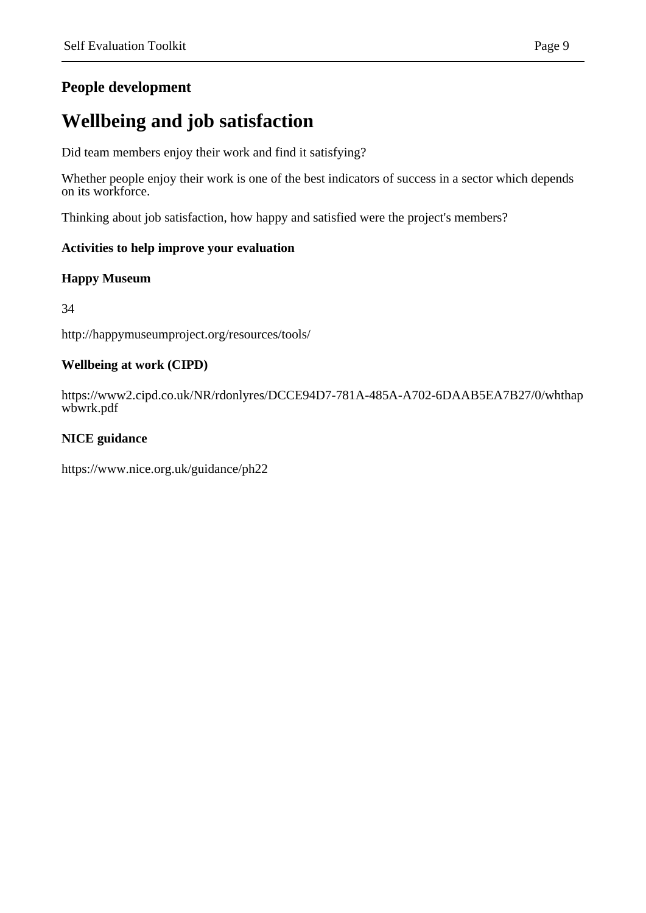**People development**

# Wellbeing and job satisfaction

Did team members enjoy their work and find it satisfying?

Whether people enjoy their work is one of the best indicators of success in a sector which depends on its workforce.

Thinking about job satisfaction, how happy and satisfied were the project's members?

**Activities to help improve your evaluation**

**Happy Museum**

34

http://happymuseumproject.org/resources/tools/

**Wellbeing at work (CIPD)**

https://www2.cipd.co.uk/NR/rdonlyres/DCCE94D7-781A-485A-A702-6DAAB5EA7B27/0/whthapwbwrk.pdf

**NICE guidance**

https://www.nice.org.uk/guidance/ph22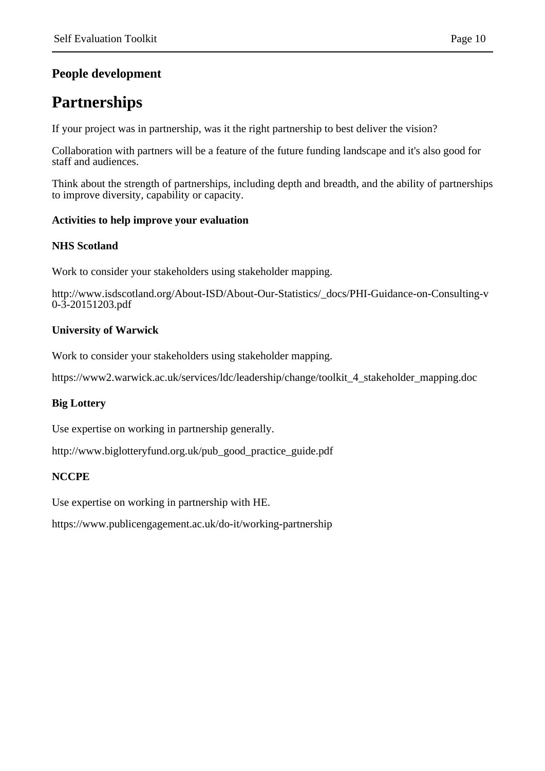**People development**

# Partnerships

If your project was in partnership, was it the right partnership to best deliver the vision?

Collaboration with partners will be a feature of the future funding landscape and it's also good for staff and audiences.

Think about the strength of partnerships, including depth and breadth, and the ability of partnerships to improve diversity, capability or capacity.

**Activities to help improve your evaluation**

**NHS Scotland**

Work to consider your stakeholders using stakeholder mapping.

http://www.isdscotland.org/About-ISD/About-Our-Statistics/_docs/PHI-Guidance-on-Consulting-v0-3-20151203.pdf

**University of Warwick**

Work to consider your stakeholders using stakeholder mapping.

https://www2.warwick.ac.uk/services/ldc/leadership/change/toolkit_4_stakeholder_mapping.doc

**Big Lottery**

Use expertise on working in partnership generally.

http://www.biglotteryfund.org.uk/pub_good_practice_guide.pdf

**NCCPE**

Use expertise on working in partnership with HE.

https://www.publicengagement.ac.uk/do-it/working-partnership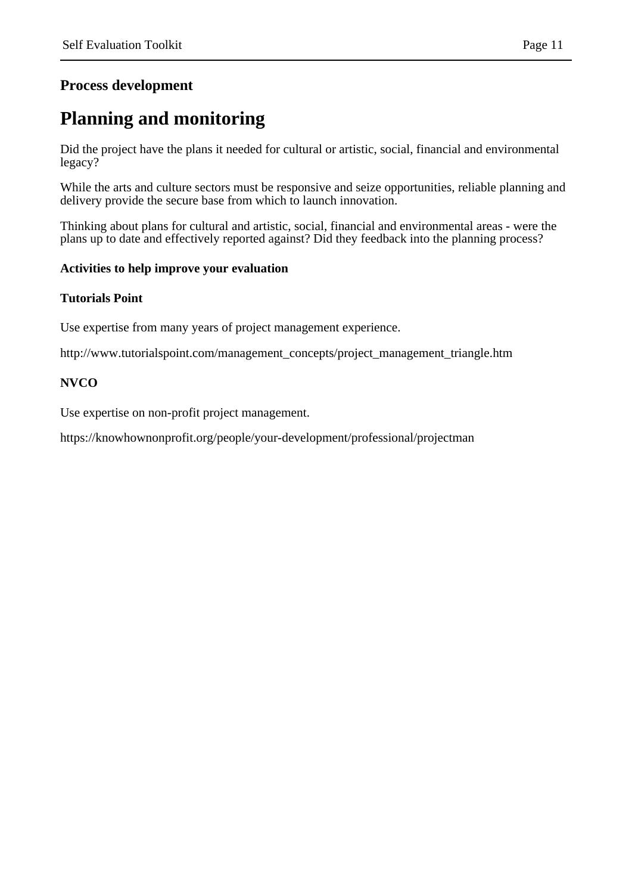### Process development

# Planning and monitoring

Did the project have the plans it needed for cultural or artistic, social, financial and environmental legacy?

While the arts and culture sectors must be responsive and seize opportunities, reliable planning and delivery provide the secure base from which to launch innovation.

Thinking about plans for cultural and artistic, social, financial and environmental areas - were the plans up to date and effectively reported against? Did they feedback into the planning process?

**Activities to help improve your evaluation**

**Tutorials Point**

Use expertise from many years of project management experience.

http://www.tutorialspoint.com/management_concepts/project_management_triangle.htm

**NVCO**

Use expertise on non-profit project management.

https://knowhownonprofit.org/people/your-development/professional/projectman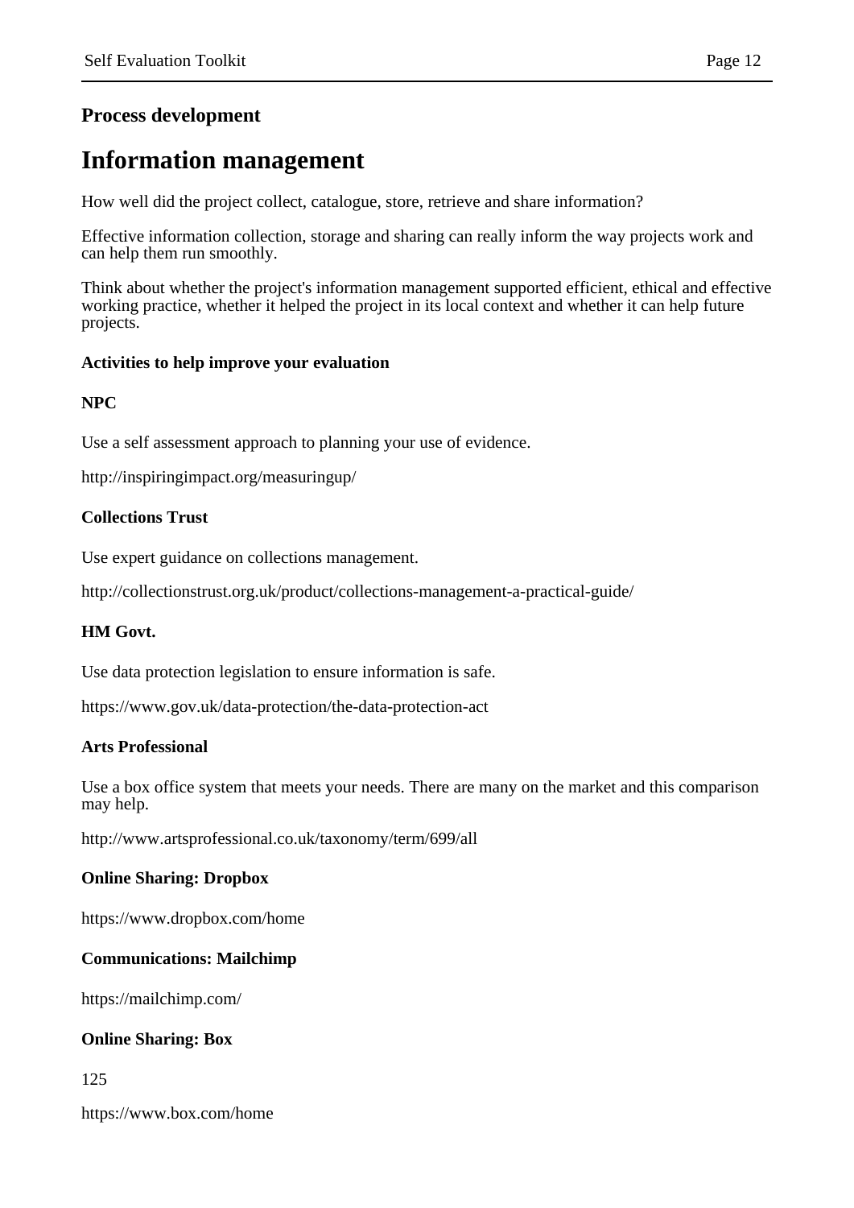**Process development**

# Information management

How well did the project collect, catalogue, store, retrieve and share information?

Effective information collection, storage and sharing can really inform the way projects work and can help them run smoothly.

Think about whether the project's information management supported efficient, ethical and effective working practice, whether it helped the project in its local context and whether it can help future projects.

**Activities to help improve your evaluation**

**NPC**

Use a self assessment approach to planning your use of evidence.

http://inspiringimpact.org/measuringup/

**Collections Trust**

Use expert guidance on collections management.

http://collectionstrust.org.uk/product/collections-management-a-practical-guide/

**HM Govt.**

Use data protection legislation to ensure information is safe.

https://www.gov.uk/data-protection/the-data-protection-act

**Arts Professional**

Use a box office system that meets your needs. There are many on the market and this comparison may help.

http://www.artsprofessional.co.uk/taxonomy/term/699/all

**Online Sharing: Dropbox**

https://www.dropbox.com/home

**Communications: Mailchimp**

https://mailchimp.com/

**Online Sharing: Box**

125

https://www.box.com/home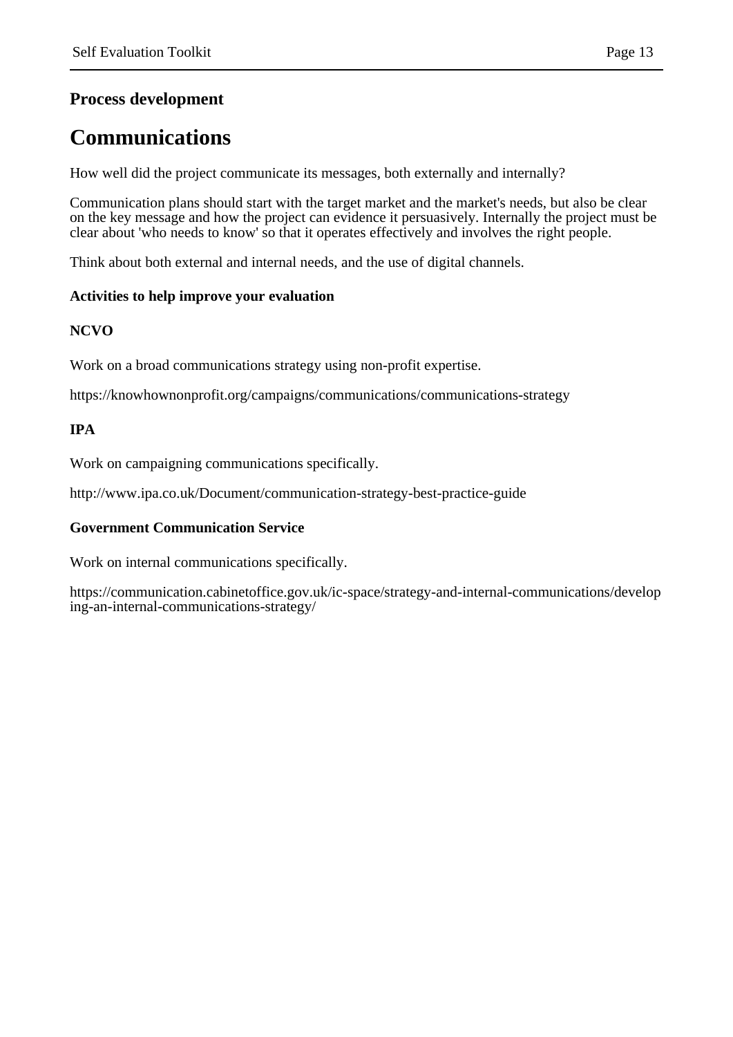### Process development

## Communications

How well did the project communicate its messages, both externally and internally?

Communication plans should start with the target market and the market's needs, but also be clear on the key message and how the project can evidence it persuasively. Internally the project must be clear about 'who needs to know' so that it operates effectively and involves the right people.

Think about both external and internal needs, and the use of digital channels.

#### Activities to help improve your evaluation

**NCVO**

Work on a broad communications strategy using non-profit expertise.

https://knowhownonprofit.org/campaigns/communications/communications-strategy

**IPA**

Work on campaigning communications specifically.

http://www.ipa.co.uk/Document/communication-strategy-best-practice-guide

**Government Communication Service**

Work on internal communications specifically.

https://communication.cabinetoffice.gov.uk/ic-space/strategy-and-internal-communications/developing-an-internal-communications-strategy/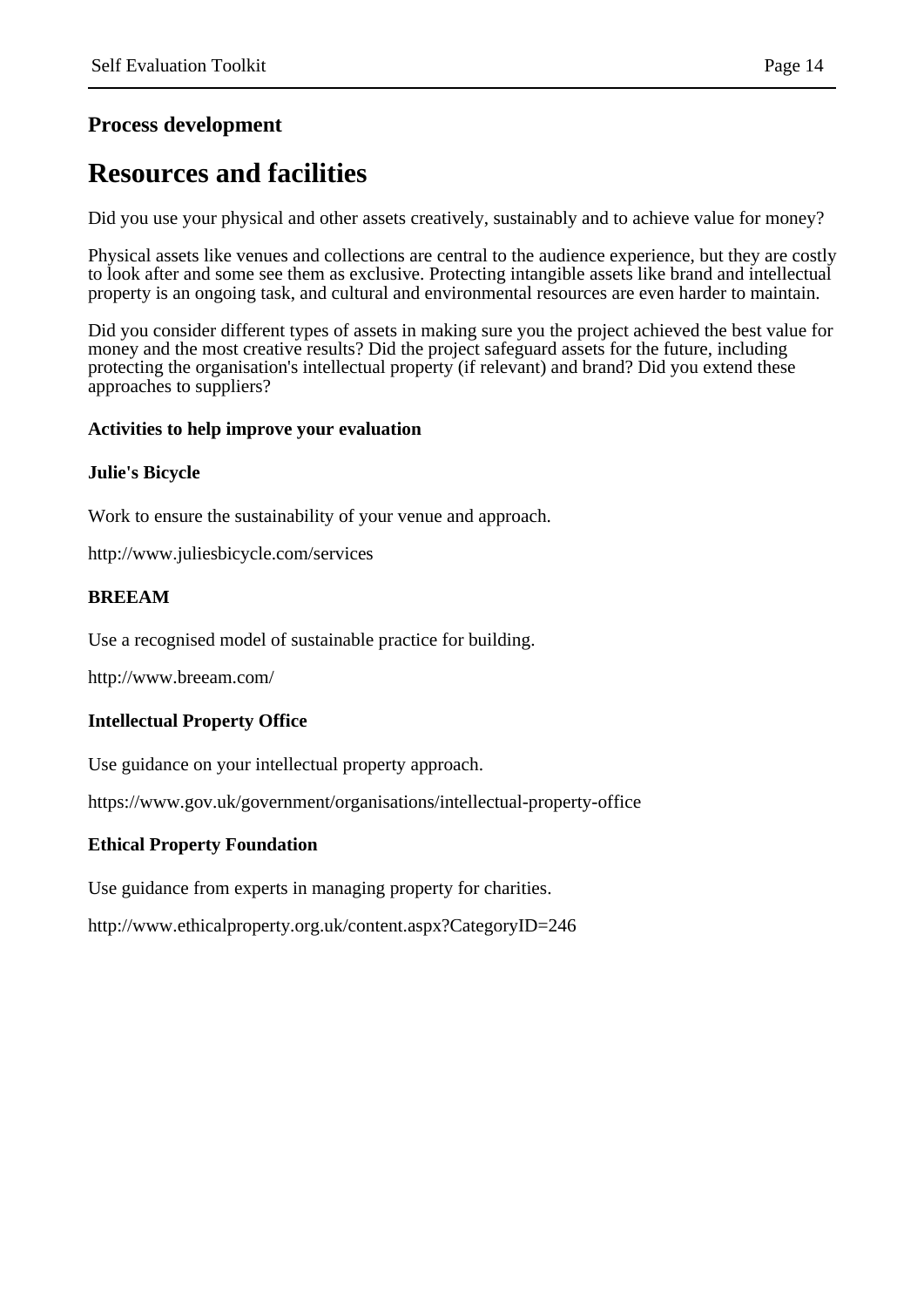### Process development

## Resources and facilities

Did you use your physical and other assets creatively, sustainably and to achieve value for money?

Physical assets like venues and collections are central to the audience experience, but they are costly to look after and some see them as exclusive. Protecting intangible assets like brand and intellectual property is an ongoing task, and cultural and environmental resources are even harder to maintain.

Did you consider different types of assets in making sure you the project achieved the best value for money and the most creative results? Did the project safeguard assets for the future, including protecting the organisation's intellectual property (if relevant) and brand? Did you extend these approaches to suppliers?

**Activities to help improve your evaluation**

**Julie's Bicycle**

Work to ensure the sustainability of your venue and approach.

http://www.juliesbicycle.com/services

**BREEAM**

Use a recognised model of sustainable practice for building.

http://www.breeam.com/

**Intellectual Property Office**

Use guidance on your intellectual property approach.

https://www.gov.uk/government/organisations/intellectual-property-office

**Ethical Property Foundation**

Use guidance from experts in managing property for charities.

http://www.ethicalproperty.org.uk/content.aspx?CategoryID=246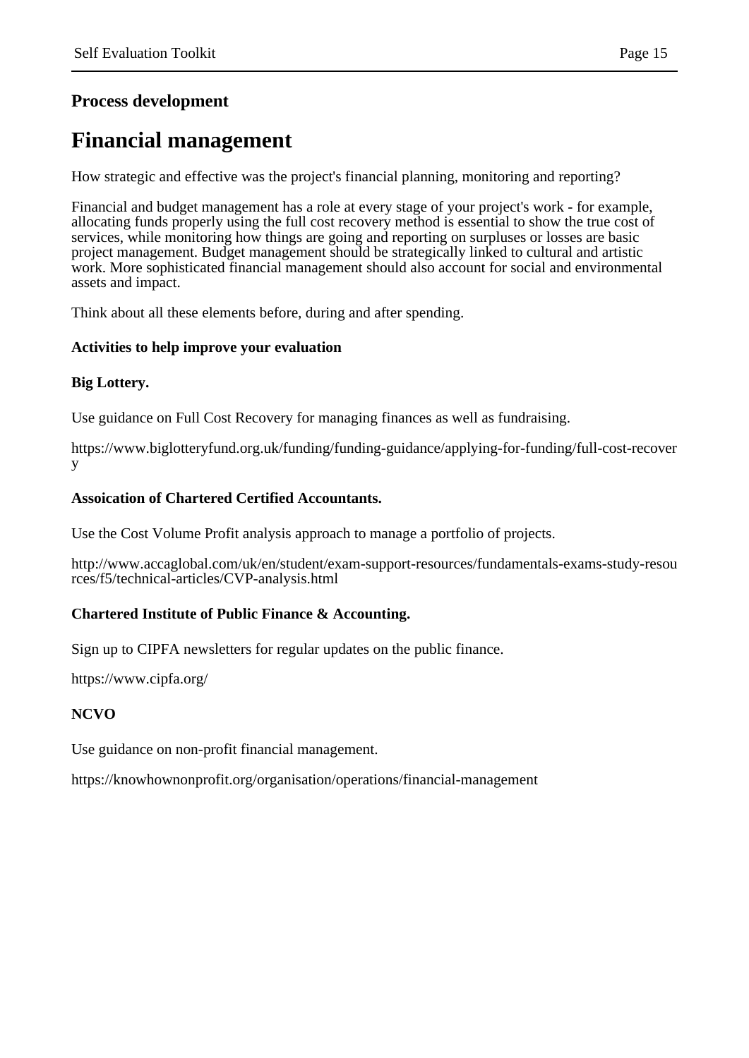## Process development

# Financial management

How strategic and effective was the project's financial planning, monitoring and reporting?

Financial and budget management has a role at every stage of your project's work - for example, allocating funds properly using the full cost recovery method is essential to show the true cost of services, while monitoring how things are going and reporting on surpluses or losses are basic project management. Budget management should be strategically linked to cultural and artistic work. More sophisticated financial management should also account for social and environmental assets and impact.

Think about all these elements before, during and after spending.

**Activities to help improve your evaluation**

**Big Lottery.**

Use guidance on Full Cost Recovery for managing finances as well as fundraising.

https://www.biglotteryfund.org.uk/funding/funding-guidance/applying-for-funding/full-cost-recovery

**Assoication of Chartered Certified Accountants.**

Use the Cost Volume Profit analysis approach to manage a portfolio of projects.

http://www.accaglobal.com/uk/en/student/exam-support-resources/fundamentals-exams-study-resources/f5/technical-articles/CVP-analysis.html

**Chartered Institute of Public Finance & Accounting.**

Sign up to CIPFA newsletters for regular updates on the public finance.

https://www.cipfa.org/

**NCVO**

Use guidance on non-profit financial management.

https://knowhownonprofit.org/organisation/operations/financial-management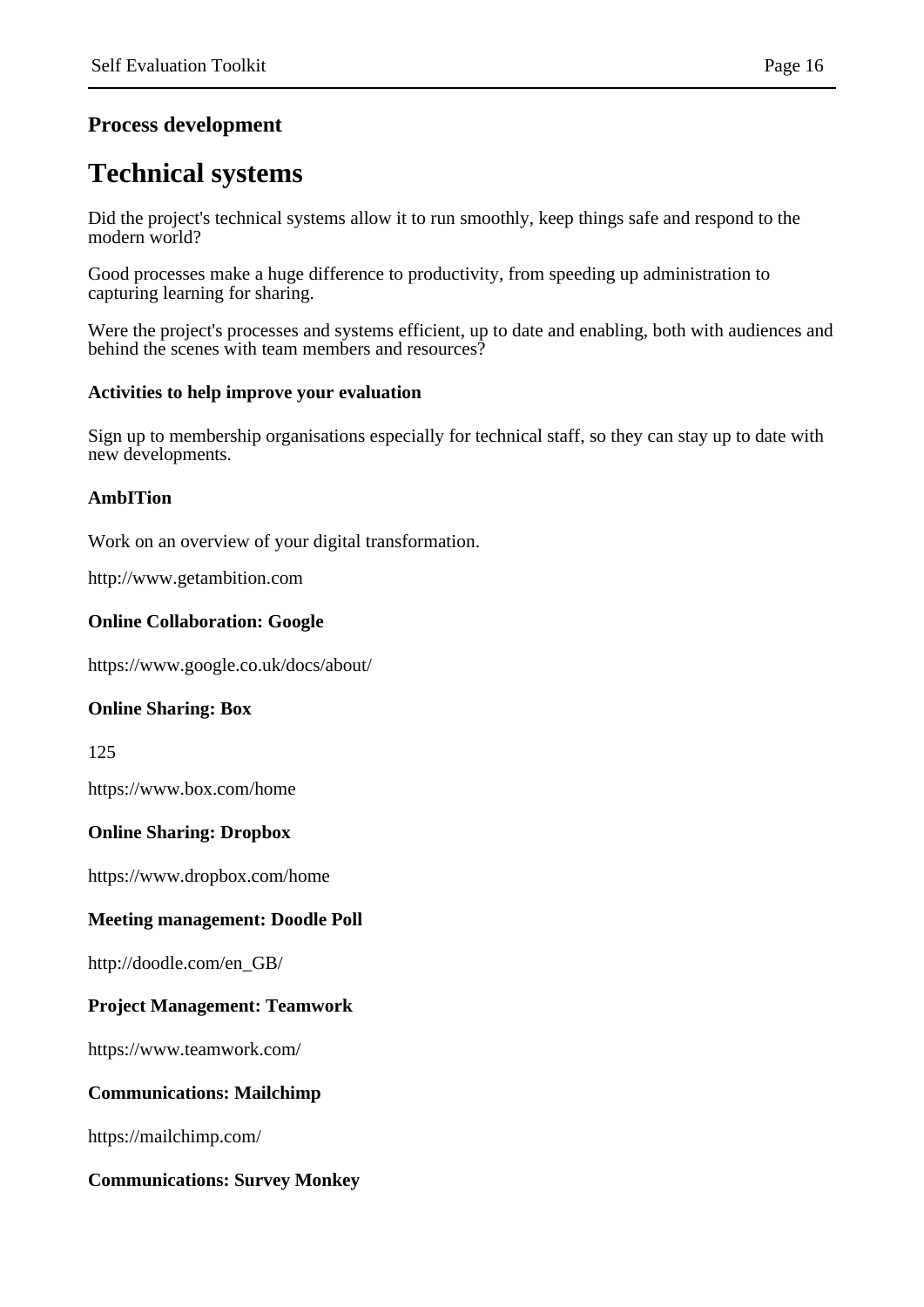**Process development**

# Technical systems

Did the project's technical systems allow it to run smoothly, keep things safe and respond to the modern world?

Good processes make a huge difference to productivity, from speeding up administration to capturing learning for sharing.

Were the project's processes and systems efficient, up to date and enabling, both with audiences and behind the scenes with team members and resources?

**Activities to help improve your evaluation**

Sign up to membership organisations especially for technical staff, so they can stay up to date with new developments.

**AmbITion**

Work on an overview of your digital transformation.

http://www.getambition.com

**Online Collaboration: Google**

https://www.google.co.uk/docs/about/

**Online Sharing: Box**

125

https://www.box.com/home

**Online Sharing: Dropbox**

https://www.dropbox.com/home

**Meeting management: Doodle Poll**

http://doodle.com/en_GB/

**Project Management: Teamwork**

https://www.teamwork.com/

**Communications: Mailchimp**

https://mailchimp.com/

**Communications: Survey Monkey**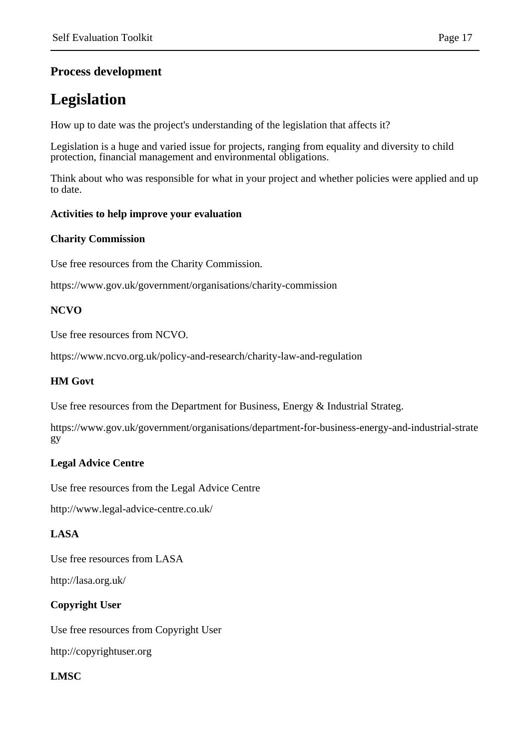## Process development

# Legislation

How up to date was the project's understanding of the legislation that affects it?

Legislation is a huge and varied issue for projects, ranging from equality and diversity to child protection, financial management and environmental obligations.

Think about who was responsible for what in your project and whether policies were applied and up to date.

**Activities to help improve your evaluation**

**Charity Commission**

Use free resources from the Charity Commission.

https://www.gov.uk/government/organisations/charity-commission

**NCVO**

Use free resources from NCVO.

https://www.ncvo.org.uk/policy-and-research/charity-law-and-regulation

**HM Govt**

Use free resources from the Department for Business, Energy & Industrial Strateg.

https://www.gov.uk/government/organisations/department-for-business-energy-and-industrial-strategy

**Legal Advice Centre**

Use free resources from the Legal Advice Centre

http://www.legal-advice-centre.co.uk/

**LASA**

Use free resources from LASA

http://lasa.org.uk/

**Copyright User**

Use free resources from Copyright User

http://copyrightuser.org

**LMSC**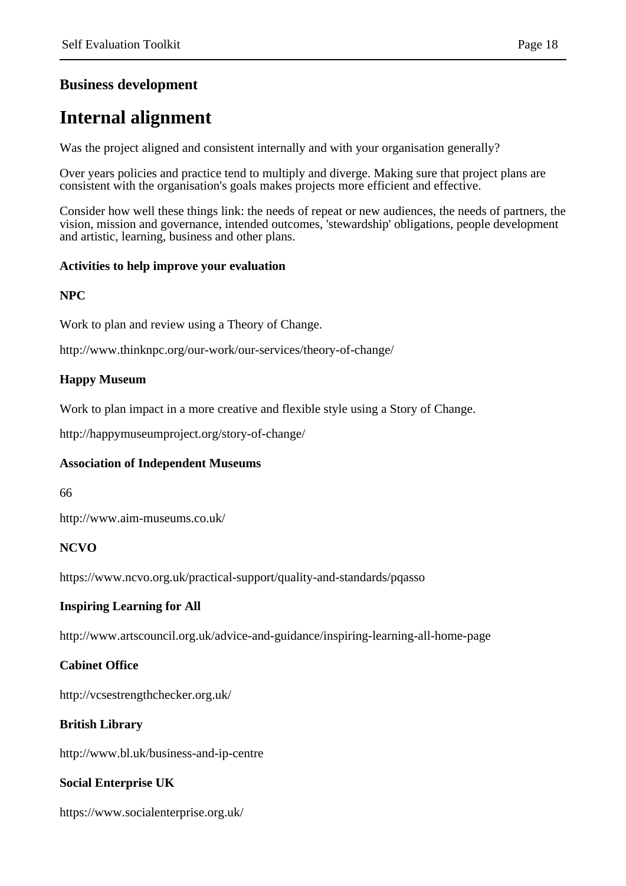## Business development

# Internal alignment

Was the project aligned and consistent internally and with your organisation generally?

Over years policies and practice tend to multiply and diverge. Making sure that project plans are consistent with the organisation's goals makes projects more efficient and effective.

Consider how well these things link: the needs of repeat or new audiences, the needs of partners, the vision, mission and governance, intended outcomes, 'stewardship' obligations, people development and artistic, learning, business and other plans.

**Activities to help improve your evaluation**

**NPC**

Work to plan and review using a Theory of Change.

http://www.thinknpc.org/our-work/our-services/theory-of-change/

**Happy Museum**

Work to plan impact in a more creative and flexible style using a Story of Change.

http://happymuseumproject.org/story-of-change/

**Association of Independent Museums**

66

http://www.aim-museums.co.uk/

**NCVO**

https://www.ncvo.org.uk/practical-support/quality-and-standards/pqasso

**Inspiring Learning for All**

http://www.artscouncil.org.uk/advice-and-guidance/inspiring-learning-all-home-page

**Cabinet Office**

http://vcsestrengthchecker.org.uk/

**British Library**

http://www.bl.uk/business-and-ip-centre

**Social Enterprise UK**

https://www.socialenterprise.org.uk/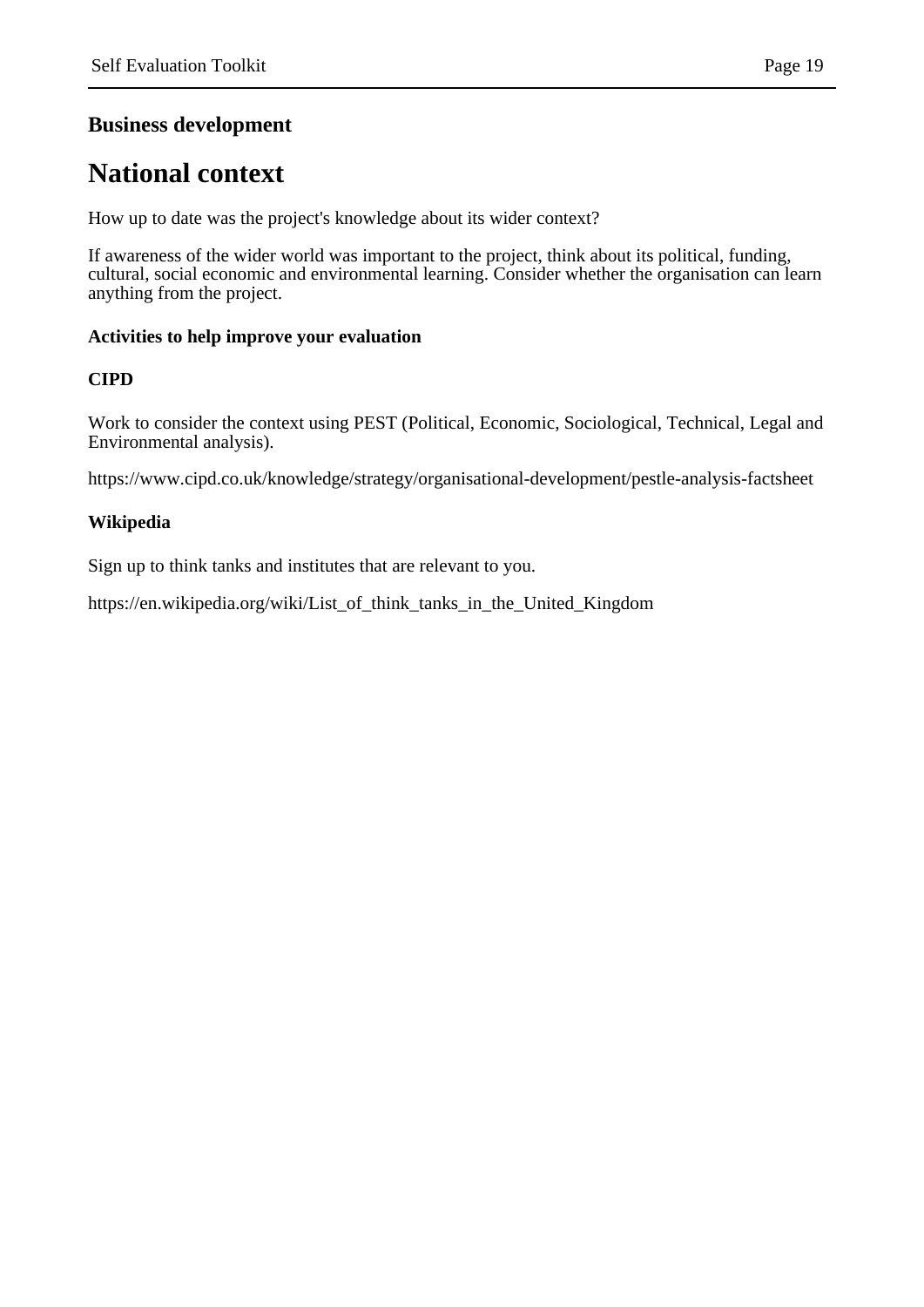**Business development**

# National context

How up to date was the project's knowledge about its wider context?

If awareness of the wider world was important to the project, think about its political, funding, cultural, social economic and environmental learning. Consider whether the organisation can learn anything from the project.

**Activities to help improve your evaluation**

**CIPD**

Work to consider the context using PEST (Political, Economic, Sociological, Technical, Legal and Environmental analysis).

https://www.cipd.co.uk/knowledge/strategy/organisational-development/pestle-analysis-factsheet

**Wikipedia**

Sign up to think tanks and institutes that are relevant to you.

https://en.wikipedia.org/wiki/List_of_think_tanks_in_the_United_Kingdom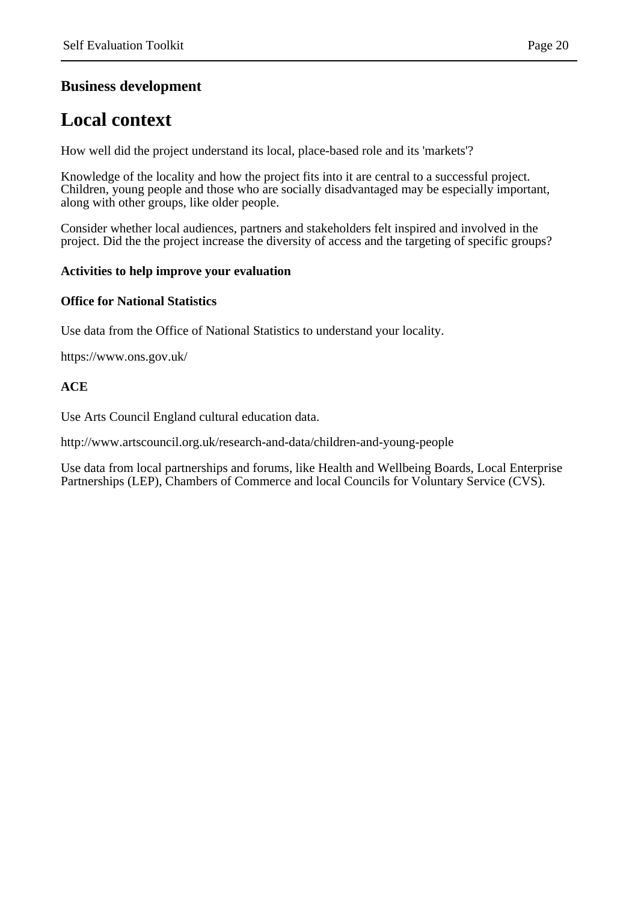### Business development

# Local context

How well did the project understand its local, place-based role and its 'markets'?

Knowledge of the locality and how the project fits into it are central to a successful project. Children, young people and those who are socially disadvantaged may be especially important, along with other groups, like older people.

Consider whether local audiences, partners and stakeholders felt inspired and involved in the project. Did the the project increase the diversity of access and the targeting of specific groups?

**Activities to help improve your evaluation**

**Office for National Statistics**

Use data from the Office of National Statistics to understand your locality.

https://www.ons.gov.uk/

**ACE**

Use Arts Council England cultural education data.

http://www.artscouncil.org.uk/research-and-data/children-and-young-people

Use data from local partnerships and forums, like Health and Wellbeing Boards, Local Enterprise Partnerships (LEP), Chambers of Commerce and local Councils for Voluntary Service (CVS).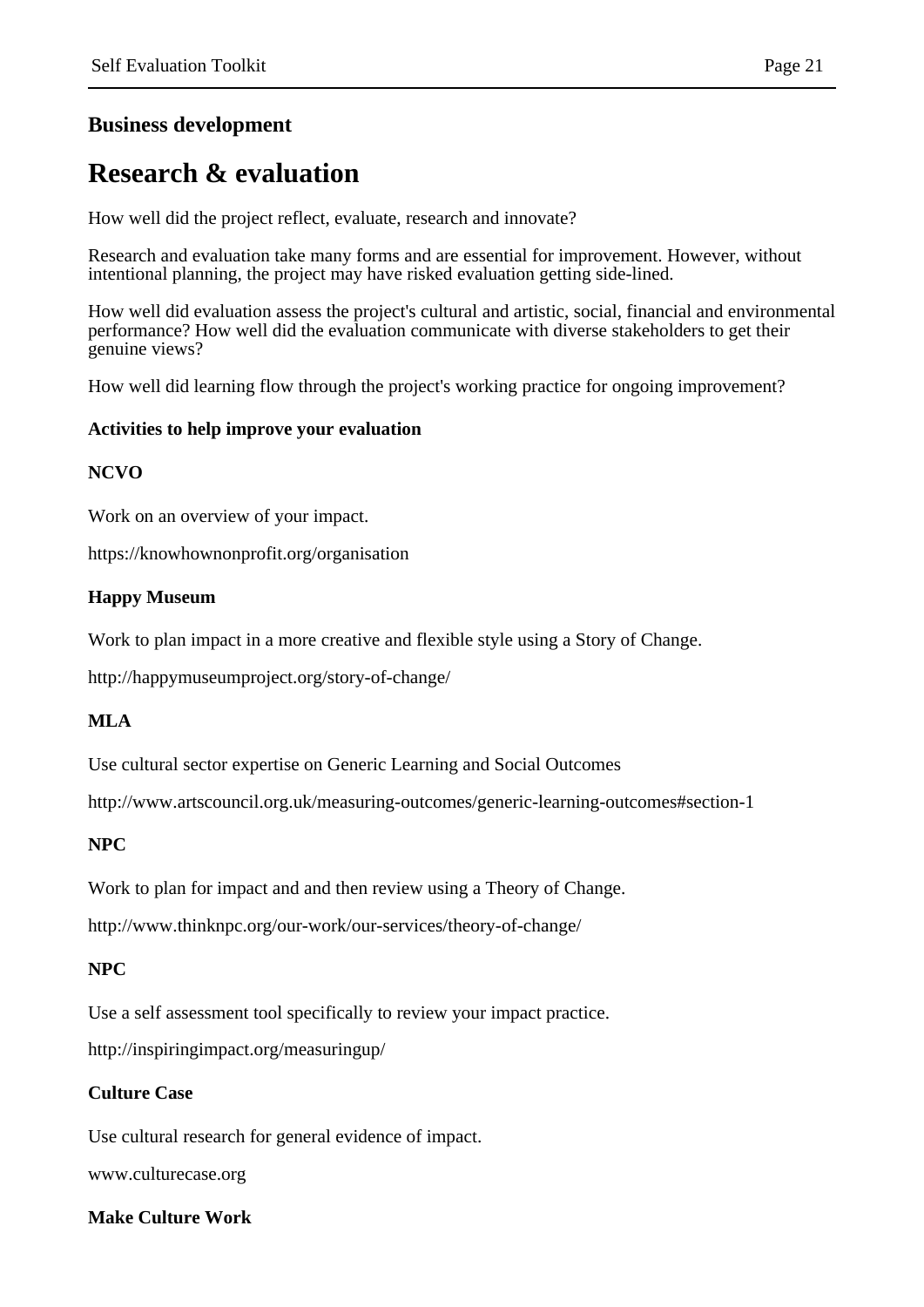## Business development

# Research & evaluation

How well did the project reflect, evaluate, research and innovate?

Research and evaluation take many forms and are essential for improvement. However, without intentional planning, the project may have risked evaluation getting side-lined.

How well did evaluation assess the project's cultural and artistic, social, financial and environmental performance? How well did the evaluation communicate with diverse stakeholders to get their genuine views?

How well did learning flow through the project's working practice for ongoing improvement?

**Activities to help improve your evaluation**

**NCVO**

Work on an overview of your impact.

https://knowhownonprofit.org/organisation

**Happy Museum**

Work to plan impact in a more creative and flexible style using a Story of Change.

http://happymuseumproject.org/story-of-change/

**MLA**

Use cultural sector expertise on Generic Learning and Social Outcomes

http://www.artscouncil.org.uk/measuring-outcomes/generic-learning-outcomes#section-1

**NPC**

Work to plan for impact and and then review using a Theory of Change.

http://www.thinknpc.org/our-work/our-services/theory-of-change/

**NPC**

Use a self assessment tool specifically to review your impact practice.

http://inspiringimpact.org/measuringup/

**Culture Case**

Use cultural research for general evidence of impact.

www.culturecase.org

**Make Culture Work**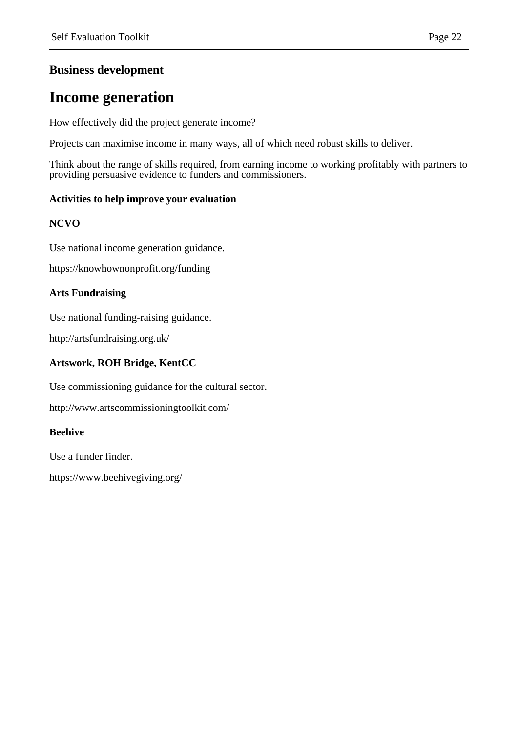**Business development**

# Income generation

How effectively did the project generate income?

Projects can maximise income in many ways, all of which need robust skills to deliver.

Think about the range of skills required, from earning income to working profitably with partners to providing persuasive evidence to funders and commissioners.

### Activities to help improve your evaluation

**NCVO**

Use national income generation guidance.

https://knowhownonprofit.org/funding

**Arts Fundraising**

Use national funding-raising guidance.

http://artsfundraising.org.uk/

**Artswork, ROH Bridge, KentCC**

Use commissioning guidance for the cultural sector.

http://www.artscommissioningtoolkit.com/

**Beehive**

Use a funder finder.

https://www.beehivegiving.org/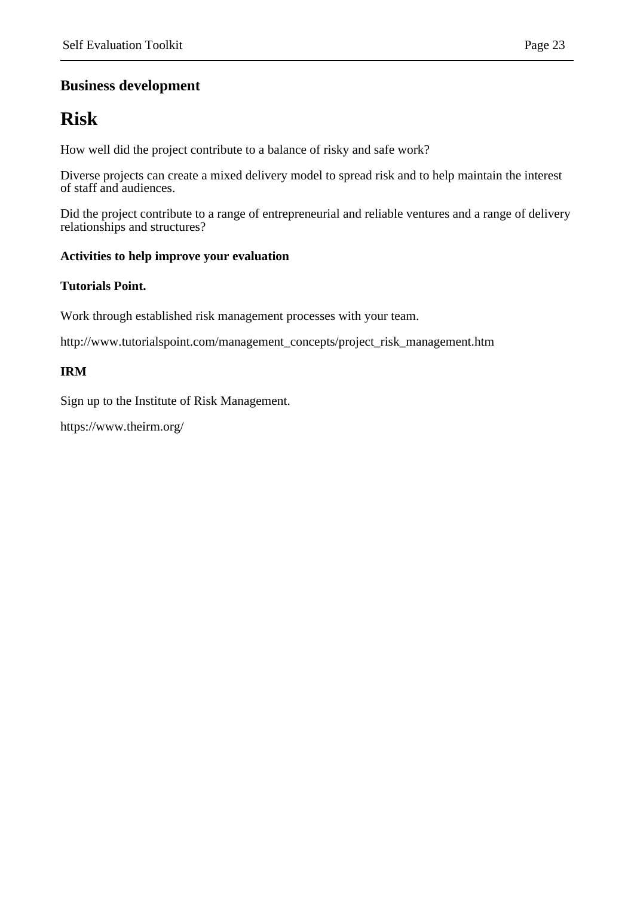## Business development

# Risk

How well did the project contribute to a balance of risky and safe work?

Diverse projects can create a mixed delivery model to spread risk and to help maintain the interest of staff and audiences.

Did the project contribute to a range of entrepreneurial and reliable ventures and a range of delivery relationships and structures?

**Activities to help improve your evaluation**

**Tutorials Point.**

Work through established risk management processes with your team.

http://www.tutorialspoint.com/management_concepts/project_risk_management.htm

**IRM**

Sign up to the Institute of Risk Management.

https://www.theirm.org/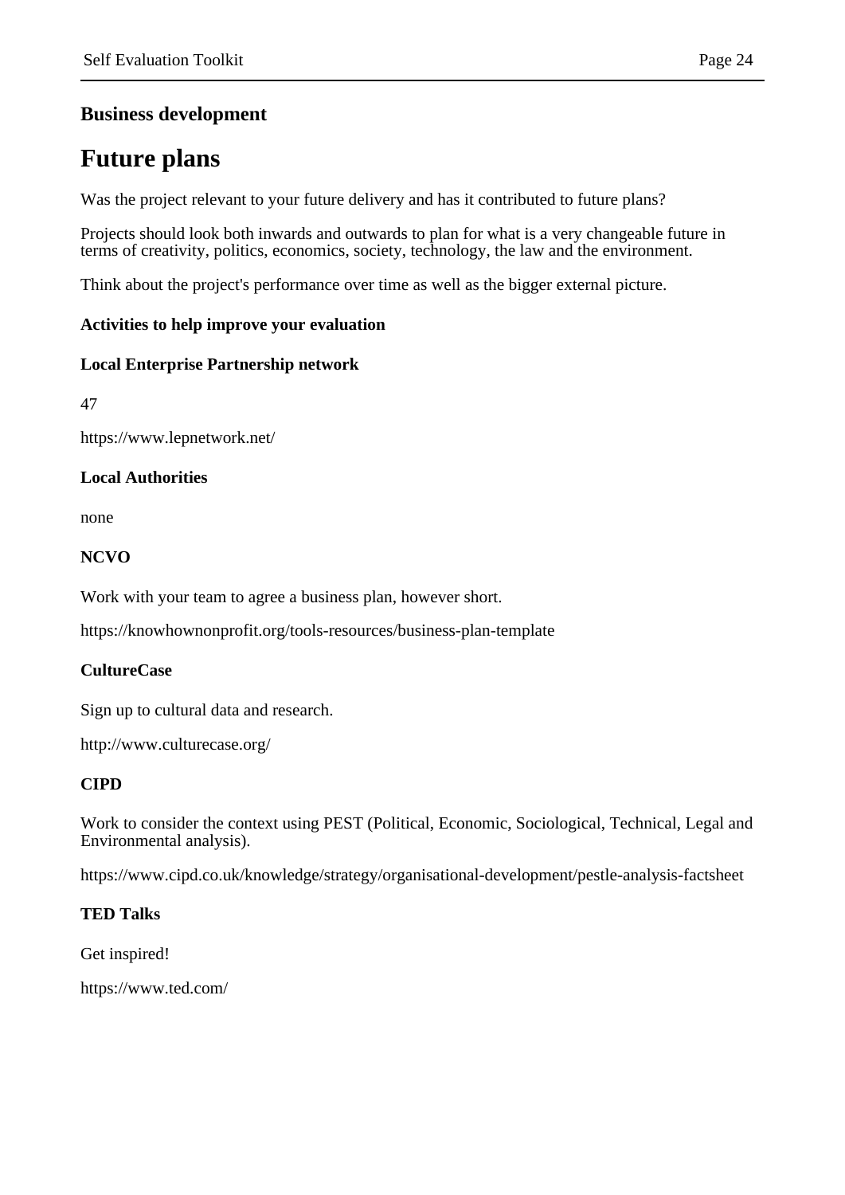### Business development

# Future plans

Was the project relevant to your future delivery and has it contributed to future plans?

Projects should look both inwards and outwards to plan for what is a very changeable future in terms of creativity, politics, economics, society, technology, the law and the environment.

Think about the project's performance over time as well as the bigger external picture.

**Activities to help improve your evaluation**

**Local Enterprise Partnership network**

47

https://www.lepnetwork.net/

**Local Authorities**

none

**NCVO**

Work with your team to agree a business plan, however short.

https://knowhownonprofit.org/tools-resources/business-plan-template

**CultureCase**

Sign up to cultural data and research.

http://www.culturecase.org/

**CIPD**

Work to consider the context using PEST (Political, Economic, Sociological, Technical, Legal and Environmental analysis).

https://www.cipd.co.uk/knowledge/strategy/organisational-development/pestle-analysis-factsheet

**TED Talks**

Get inspired!

https://www.ted.com/